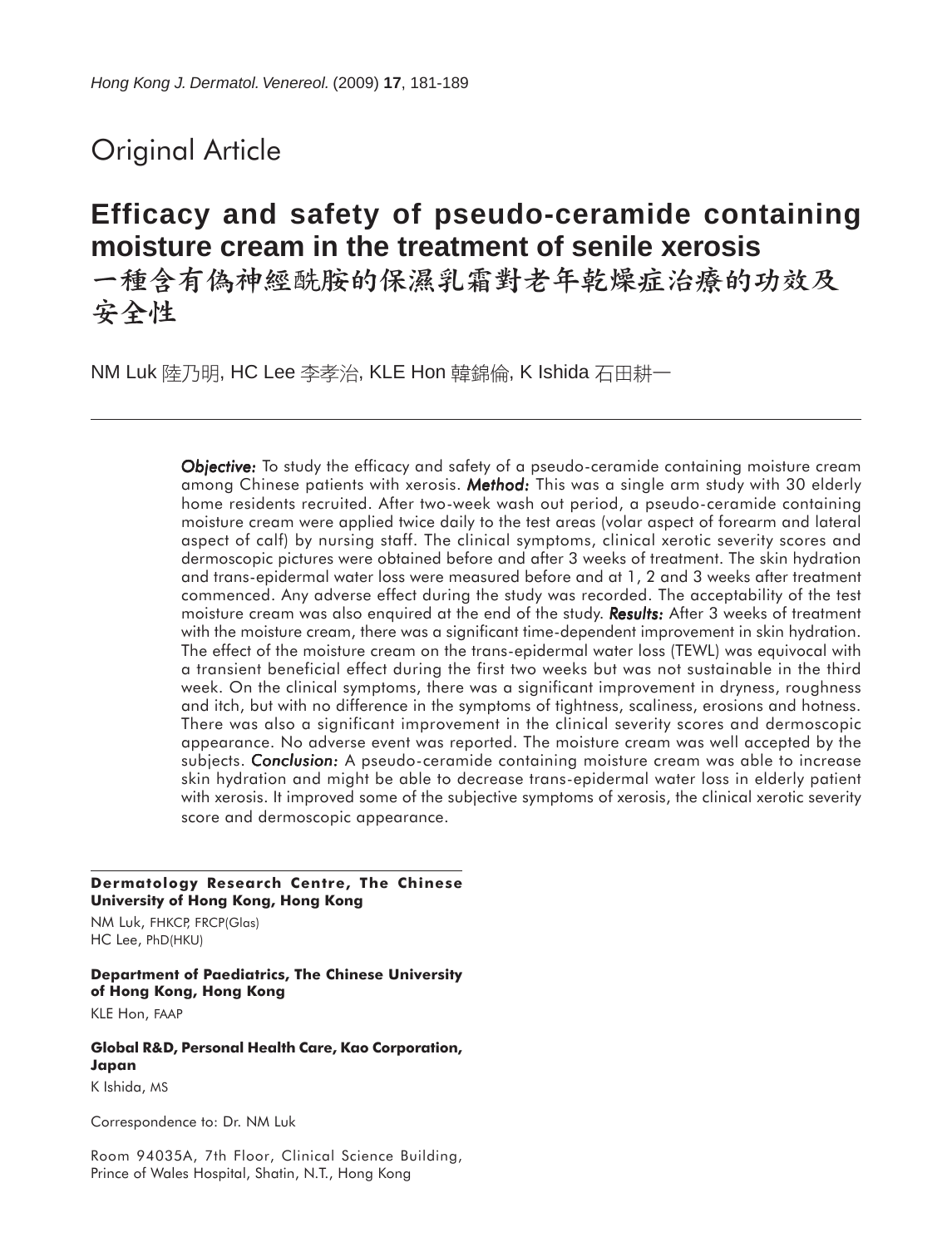Original Article

# Efficacy and safety of pseudo-ceramide containing moisture cream in the treatment of senile xerosis

# 一種含有偽神經酰胺的保濕乳霜對老年乾燥症治療的功效及安全性

NM Luk 陸乃明, HC Lee 李孝治, KLE Hon 韓錦倫, K Ishida 石田耕一

***Objective:*** To study the efficacy and safety of a pseudo-ceramide containing moisture cream among Chinese patients with xerosis. ***Method:*** This was a single arm study with 30 elderly home residents recruited. After two-week wash out period, a pseudo-ceramide containing moisture cream were applied twice daily to the test areas (volar aspect of forearm and lateral aspect of calf) by nursing staff. The clinical symptoms, clinical xerotic severity scores and dermoscopic pictures were obtained before and after 3 weeks of treatment. The skin hydration and trans-epidermal water loss were measured before and at 1, 2 and 3 weeks after treatment commenced. Any adverse effect during the study was recorded. The acceptability of the test moisture cream was also enquired at the end of the study. ***Results:*** After 3 weeks of treatment with the moisture cream, there was a significant time-dependent improvement in skin hydration. The effect of the moisture cream on the trans-epidermal water loss (TEWL) was equivocal with a transient beneficial effect during the first two weeks but was not sustainable in the third week. On the clinical symptoms, there was a significant improvement in dryness, roughness and itch, but with no difference in the symptoms of tightness, scaliness, erosions and hotness. There was also a significant improvement in the clinical severity scores and dermoscopic appearance. No adverse event was reported. The moisture cream was well accepted by the subjects. ***Conclusion:*** A pseudo-ceramide containing moisture cream was able to increase skin hydration and might be able to decrease trans-epidermal water loss in elderly patient with xerosis. It improved some of the subjective symptoms of xerosis, the clinical xerotic severity score and dermoscopic appearance.

**Dermatology Research Centre, The Chinese University of Hong Kong, Hong Kong**

NM Luk, FHKCP, FRCP(Glas)
HC Lee, PhD(HKU)

**Department of Paediatrics, The Chinese University of Hong Kong, Hong Kong**

KLE Hon, FAAP

**Global R&D, Personal Health Care, Kao Corporation, Japan**

K Ishida, MS

Correspondence to: Dr. NM Luk

Room 94035A, 7th Floor, Clinical Science Building, Prince of Wales Hospital, Shatin, N.T., Hong Kong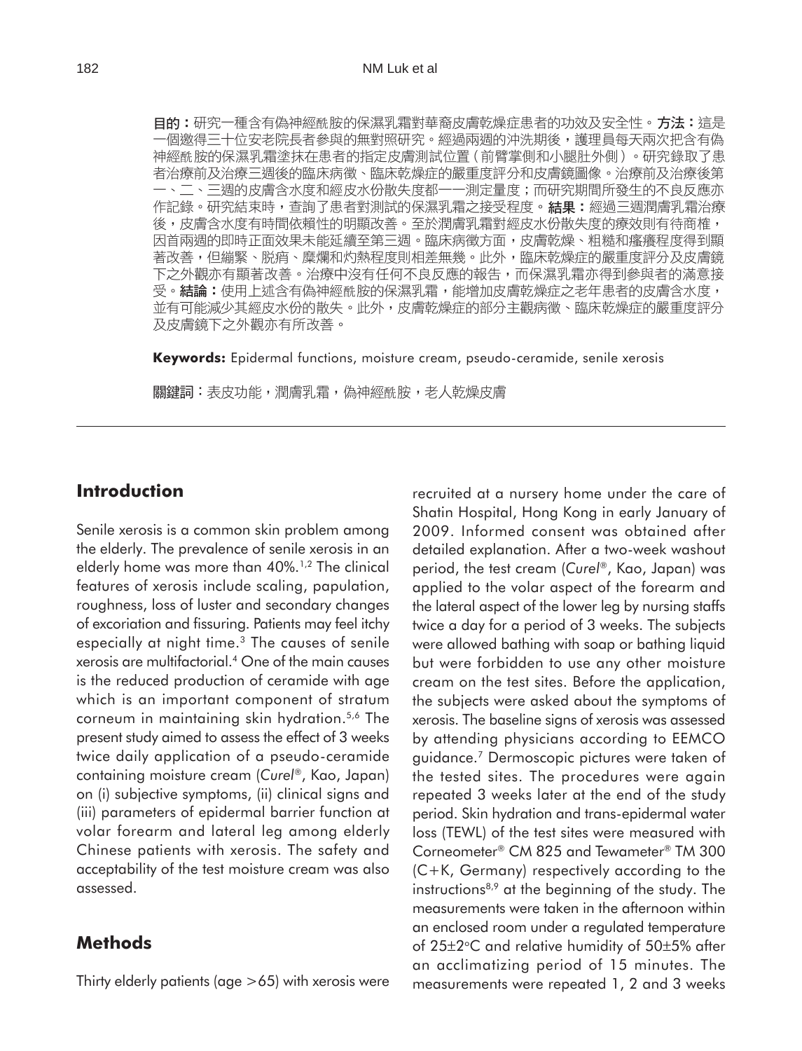**目的：**研究一種含有偽神經酰胺的保濕乳霜對華裔皮膚乾燥症患者的功效及安全性。**方法：**這是一個邀得三十位安老院長者參與的無對照研究。經過兩週的沖洗期後，護理員每天兩次把含有偽神經酰胺的保濕乳霜塗抹在患者的指定皮膚測試位置（前臂掌側和小腿肚外側）。研究錄取了患者治療前及治療三週後的臨床病徵、臨床乾燥症的嚴重度評分和皮膚鏡圖像。治療前及治療後第一、二、三週的皮膚含水度和經皮水份散失度都一一測定量度；而研究期間所發生的不良反應亦作記錄。研究結束時，查詢了患者對測試的保濕乳霜之接受程度。**結果：**經過三週潤膚乳霜治療後，皮膚含水度有時間依賴性的明顯改善。至於潤膚乳霜對經皮水份散失度的療效則有待商榷，因首兩週的即時正面效果未能延續至第三週。臨床病徵方面，皮膚乾燥、粗糙和瘙癢程度得到顯著改善，但繃緊、脫屑、糜爛和灼熱程度則相差無幾。此外，臨床乾燥症的嚴重度評分及皮膚鏡下之外觀亦有顯著改善。治療中沒有任何不良反應的報告，而保濕乳霜亦得到參與者的滿意接受。**結論：**使用上述含有偽神經酰胺的保濕乳霜，能增加皮膚乾燥症之老年患者的皮膚含水度，並有可能減少其經皮水份的散失。此外，皮膚乾燥症的部分主觀病徵、臨床乾燥症的嚴重度評分及皮膚鏡下之外觀亦有所改善。

**Keywords:** Epidermal functions, moisture cream, pseudo-ceramide, senile xerosis

**關鍵詞：**表皮功能，潤膚乳霜，偽神經酰胺，老人乾燥皮膚

## Introduction

Senile xerosis is a common skin problem among the elderly. The prevalence of senile xerosis in an elderly home was more than 40%.[1,2] The clinical features of xerosis include scaling, papulation, roughness, loss of luster and secondary changes of excoriation and fissuring. Patients may feel itchy especially at night time.[3] The causes of senile xerosis are multifactorial.[4] One of the main causes is the reduced production of ceramide with age which is an important component of stratum corneum in maintaining skin hydration.[5,6] The present study aimed to assess the effect of 3 weeks twice daily application of a pseudo-ceramide containing moisture cream (*Curel®*, Kao, Japan) on (i) subjective symptoms, (ii) clinical signs and (iii) parameters of epidermal barrier function at volar forearm and lateral leg among elderly Chinese patients with xerosis. The safety and acceptability of the test moisture cream was also assessed.

## Methods

Thirty elderly patients (age >65) with xerosis were recruited at a nursery home under the care of Shatin Hospital, Hong Kong in early January of 2009. Informed consent was obtained after detailed explanation. After a two-week washout period, the test cream (*Curel®*, Kao, Japan) was applied to the volar aspect of the forearm and the lateral aspect of the lower leg by nursing staffs twice a day for a period of 3 weeks. The subjects were allowed bathing with soap or bathing liquid but were forbidden to use any other moisture cream on the test sites. Before the application, the subjects were asked about the symptoms of xerosis. The baseline signs of xerosis was assessed by attending physicians according to EEMCO guidance.[7] Dermoscopic pictures were taken of the tested sites. The procedures were again repeated 3 weeks later at the end of the study period. Skin hydration and trans-epidermal water loss (TEWL) of the test sites were measured with Corneometer® CM 825 and Tewameter® TM 300 (C+K, Germany) respectively according to the instructions[8,9] at the beginning of the study. The measurements were taken in the afternoon within an enclosed room under a regulated temperature of 25±2°C and relative humidity of 50±5% after an acclimatizing period of 15 minutes. The measurements were repeated 1, 2 and 3 weeks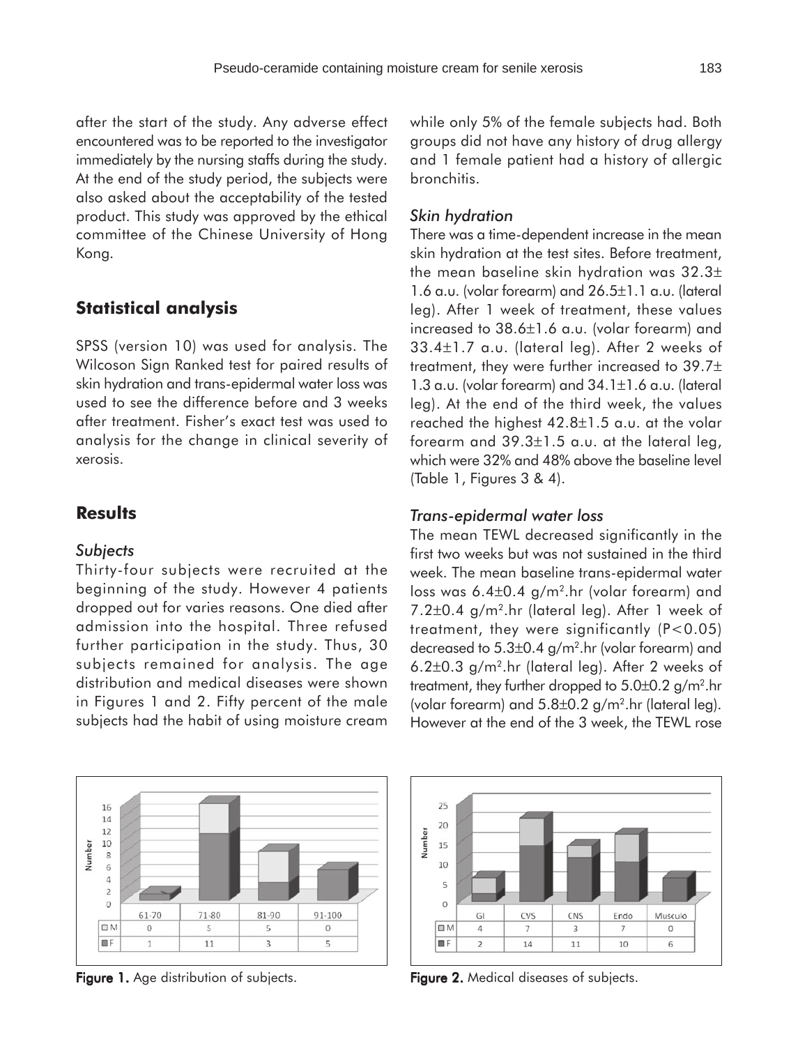after the start of the study. Any adverse effect encountered was to be reported to the investigator immediately by the nursing staffs during the study. At the end of the study period, the subjects were also asked about the acceptability of the tested product. This study was approved by the ethical committee of the Chinese University of Hong Kong.

## Statistical analysis

SPSS (version 10) was used for analysis. The Wilcoson Sign Ranked test for paired results of skin hydration and trans-epidermal water loss was used to see the difference before and 3 weeks after treatment. Fisher's exact test was used to analysis for the change in clinical severity of xerosis.

## Results

### *Subjects*

Thirty-four subjects were recruited at the beginning of the study. However 4 patients dropped out for varies reasons. One died after admission into the hospital. Three refused further participation in the study. Thus, 30 subjects remained for analysis. The age distribution and medical diseases were shown in Figures 1 and 2. Fifty percent of the male subjects had the habit of using moisture cream while only 5% of the female subjects had. Both groups did not have any history of drug allergy and 1 female patient had a history of allergic bronchitis.

### *Skin hydration*

There was a time-dependent increase in the mean skin hydration at the test sites. Before treatment, the mean baseline skin hydration was 32.3± 1.6 a.u. (volar forearm) and 26.5±1.1 a.u. (lateral leg). After 1 week of treatment, these values increased to 38.6±1.6 a.u. (volar forearm) and 33.4±1.7 a.u. (lateral leg). After 2 weeks of treatment, they were further increased to 39.7± 1.3 a.u. (volar forearm) and 34.1±1.6 a.u. (lateral leg). At the end of the third week, the values reached the highest 42.8±1.5 a.u. at the volar forearm and 39.3±1.5 a.u. at the lateral leg, which were 32% and 48% above the baseline level (Table 1, Figures 3 & 4).

### *Trans-epidermal water loss*

The mean TEWL decreased significantly in the first two weeks but was not sustained in the third week. The mean baseline trans-epidermal water loss was 6.4±0.4 g/m$^2$.hr (volar forearm) and 7.2±0.4 g/m$^2$.hr (lateral leg). After 1 week of treatment, they were significantly ($P<0.05$) decreased to 5.3±0.4 g/m$^2$.hr (volar forearm) and 6.2±0.3 g/m$^2$.hr (lateral leg). After 2 weeks of treatment, they further dropped to 5.0±0.2 g/m$^2$.hr (volar forearm) and 5.8±0.2 g/m$^2$.hr (lateral leg). However at the end of the 3 week, the TEWL rose

| | 61-70 | 71-80 | 81-90 | 91-100 |
|---|---|---|---|---|
| M | 0 | 5 | 5 | 0 |
| F | 1 | 11 | 3 | 5 |

**Figure 1.** Age distribution of subjects.

| | GI | CVS | CNS | Endo | Musculo |
|---|---|---|---|---|---|
| M | 4 | 7 | 3 | 7 | 0 |
| F | 2 | 14 | 11 | 10 | 6 |

**Figure 2.** Medical diseases of subjects.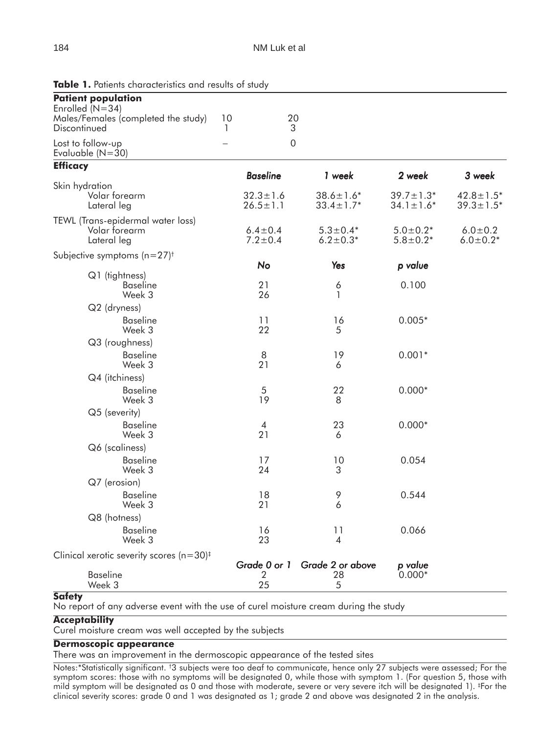**Table 1.** Patients characteristics and results of study

| **Patient population** | | | | | |
|---|---|---|---|---|---|
| Enrolled (N=34) | | | | | |
| Males/Females (completed the study) | 10 | 20 | | | |
| Discontinued | 1 | 3 | | | |
| Lost to follow-up | – | 0 | | | |
| Evaluable (N=30) | | | | | |
| **Efficacy** | | | | | |
| | | ***Baseline*** | ***1 week*** | ***2 week*** | ***3 week*** |
| Skin hydration | | | | | |
| Volar forearm | | 32.3±1.6 | 38.6±1.6* | 39.7±1.3* | 42.8±1.5* |
| Lateral leg | | 26.5±1.1 | 33.4±1.7* | 34.1±1.6* | 39.3±1.5* |
| TEWL (Trans-epidermal water loss) | | | | | |
| Volar forearm | | 6.4±0.4 | 5.3±0.4* | 5.0±0.2* | 6.0±0.2 |
| Lateral leg | | 7.2±0.4 | 6.2±0.3* | 5.8±0.2* | 6.0±0.2* |
| Subjective symptoms (n=27)† | | | | | |
| | | ***No*** | ***Yes*** | ***p value*** | |
| Q1 (tightness) | | | | | |
| Baseline | | 21 | 6 | 0.100 | |
| Week 3 | | 26 | 1 | | |
| Q2 (dryness) | | | | | |
| Baseline | | 11 | 16 | 0.005* | |
| Week 3 | | 22 | 5 | | |
| Q3 (roughness) | | | | | |
| Baseline | | 8 | 19 | 0.001* | |
| Week 3 | | 21 | 6 | | |
| Q4 (itchiness) | | | | | |
| Baseline | | 5 | 22 | 0.000* | |
| Week 3 | | 19 | 8 | | |
| Q5 (severity) | | | | | |
| Baseline | | 4 | 23 | 0.000* | |
| Week 3 | | 21 | 6 | | |
| Q6 (scaliness) | | | | | |
| Baseline | | 17 | 10 | 0.054 | |
| Week 3 | | 24 | 3 | | |
| Q7 (erosion) | | | | | |
| Baseline | | 18 | 9 | 0.544 | |
| Week 3 | | 21 | 6 | | |
| Q8 (hotness) | | | | | |
| Baseline | | 16 | 11 | 0.066 | |
| Week 3 | | 23 | 4 | | |
| Clinical xerotic severity scores (n=30)‡ | | | | | |
| | | ***Grade 0 or 1*** | ***Grade 2 or above*** | ***p value*** | |
| Baseline | | 2 | 28 | 0.000* | |
| Week 3 | | 25 | 5 | | |

**Safety**

No report of any adverse event with the use of curel moisture cream during the study

**Acceptability**

Curel moisture cream was well accepted by the subjects

**Dermoscopic appearance**

There was an improvement in the dermoscopic appearance of the tested sites

Notes:*Statistically significant. †3 subjects were too deaf to communicate, hence only 27 subjects were assessed; For the symptom scores: those with no symptoms will be designated 0, while those with symptom 1. (For question 5, those with mild symptom will be designated as 0 and those with moderate, severe or very severe itch will be designated 1). ‡For the clinical severity scores: grade 0 and 1 was designated as 1; grade 2 and above was designated 2 in the analysis.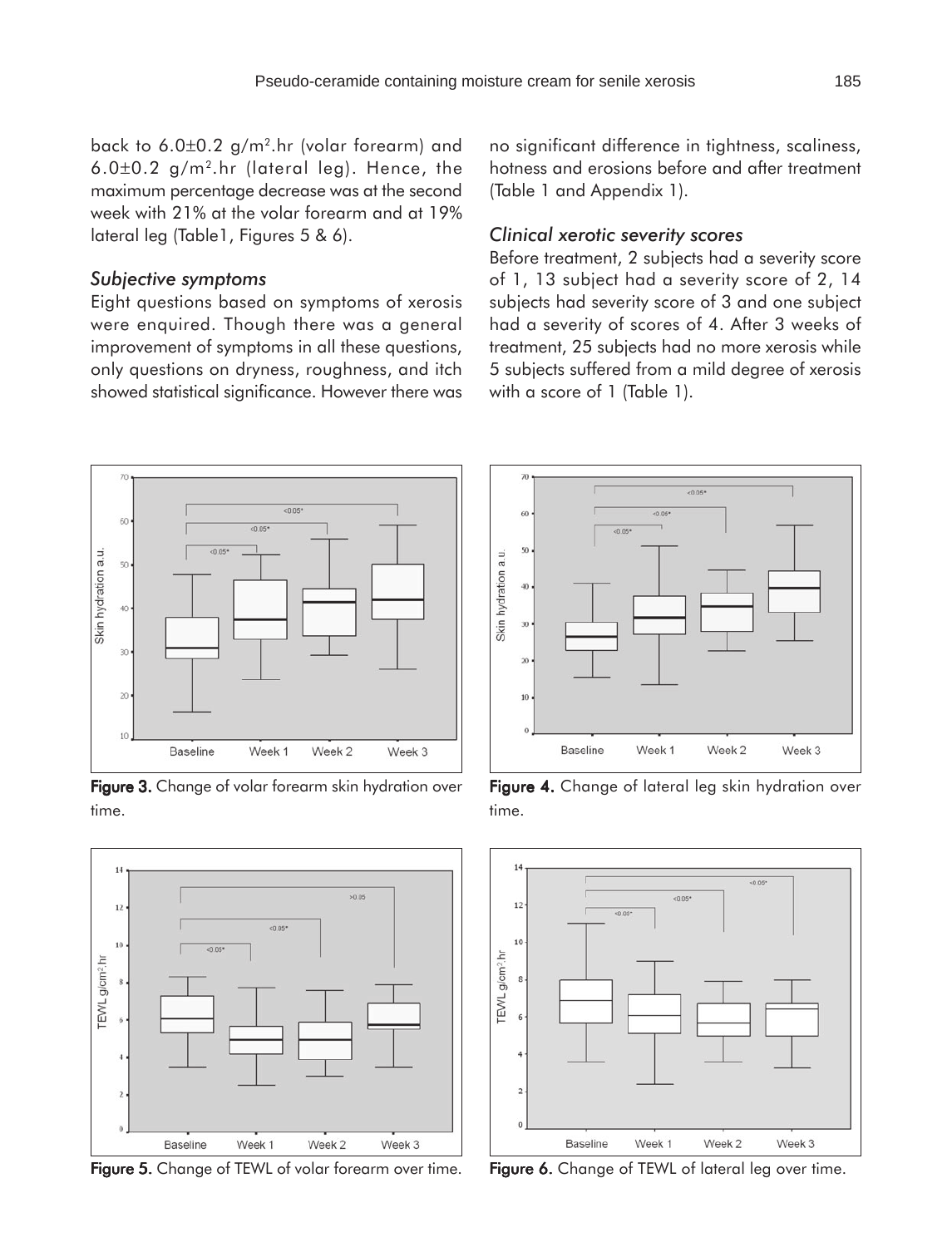back to 6.0±0.2 g/m².hr (volar forearm) and 6.0±0.2 g/m².hr (lateral leg). Hence, the maximum percentage decrease was at the second week with 21% at the volar forearm and at 19% lateral leg (Table1, Figures 5 & 6).

### *Subjective symptoms*

Eight questions based on symptoms of xerosis were enquired. Though there was a general improvement of symptoms in all these questions, only questions on dryness, roughness, and itch showed statistical significance. However there was no significant difference in tightness, scaliness, hotness and erosions before and after treatment (Table 1 and Appendix 1).

### *Clinical xerotic severity scores*

Before treatment, 2 subjects had a severity score of 1, 13 subject had a severity score of 2, 14 subjects had severity score of 3 and one subject had a severity of scores of 4. After 3 weeks of treatment, 25 subjects had no more xerosis while 5 subjects suffered from a mild degree of xerosis with a score of 1 (Table 1).

**Figure 3.** Change of volar forearm skin hydration over time.

**Figure 4.** Change of lateral leg skin hydration over time.

**Figure 5.** Change of TEWL of volar forearm over time.

**Figure 6.** Change of TEWL of lateral leg over time.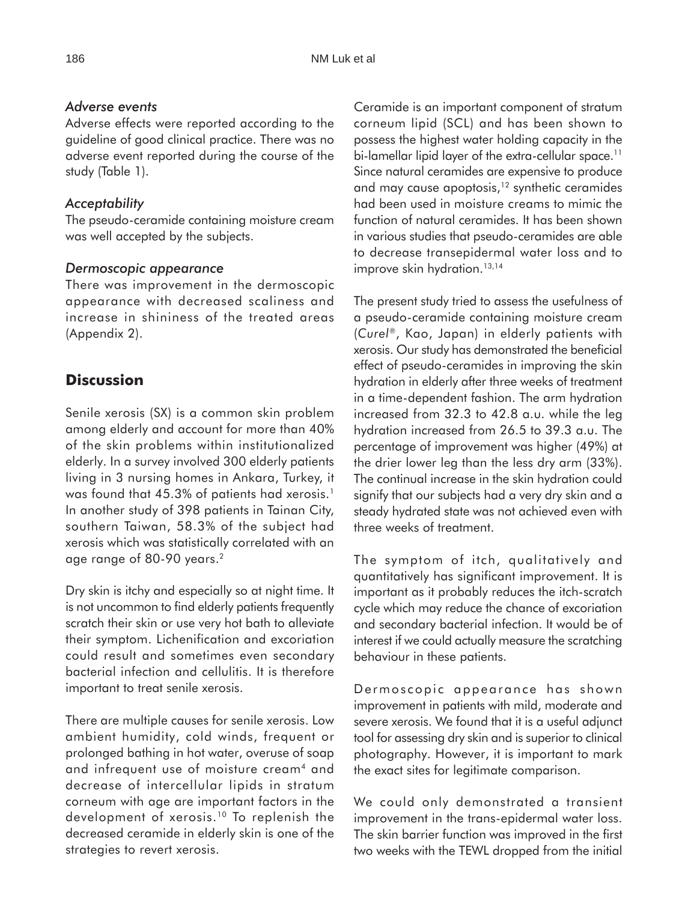### *Adverse events*

Adverse effects were reported according to the guideline of good clinical practice. There was no adverse event reported during the course of the study (Table 1).

### *Acceptability*

The pseudo-ceramide containing moisture cream was well accepted by the subjects.

### *Dermoscopic appearance*

There was improvement in the dermoscopic appearance with decreased scaliness and increase in shininess of the treated areas (Appendix 2).

## **Discussion**

Senile xerosis (SX) is a common skin problem among elderly and account for more than 40% of the skin problems within institutionalized elderly. In a survey involved 300 elderly patients living in 3 nursing homes in Ankara, Turkey, it was found that 45.3% of patients had xerosis.[1] In another study of 398 patients in Tainan City, southern Taiwan, 58.3% of the subject had xerosis which was statistically correlated with an age range of 80-90 years.[2]

Dry skin is itchy and especially so at night time. It is not uncommon to find elderly patients frequently scratch their skin or use very hot bath to alleviate their symptom. Lichenification and excoriation could result and sometimes even secondary bacterial infection and cellulitis. It is therefore important to treat senile xerosis.

There are multiple causes for senile xerosis. Low ambient humidity, cold winds, frequent or prolonged bathing in hot water, overuse of soap and infrequent use of moisture cream[4] and decrease of intercellular lipids in stratum corneum with age are important factors in the development of xerosis.[10] To replenish the decreased ceramide in elderly skin is one of the strategies to revert xerosis.

Ceramide is an important component of stratum corneum lipid (SCL) and has been shown to possess the highest water holding capacity in the bi-lamellar lipid layer of the extra-cellular space.[11] Since natural ceramides are expensive to produce and may cause apoptosis,[12] synthetic ceramides had been used in moisture creams to mimic the function of natural ceramides. It has been shown in various studies that pseudo-ceramides are able to decrease transepidermal water loss and to improve skin hydration.[13,14]

The present study tried to assess the usefulness of a pseudo-ceramide containing moisture cream (*Curel*®, Kao, Japan) in elderly patients with xerosis. Our study has demonstrated the beneficial effect of pseudo-ceramides in improving the skin hydration in elderly after three weeks of treatment in a time-dependent fashion. The arm hydration increased from 32.3 to 42.8 a.u. while the leg hydration increased from 26.5 to 39.3 a.u. The percentage of improvement was higher (49%) at the drier lower leg than the less dry arm (33%). The continual increase in the skin hydration could signify that our subjects had a very dry skin and a steady hydrated state was not achieved even with three weeks of treatment.

The symptom of itch, qualitatively and quantitatively has significant improvement. It is important as it probably reduces the itch-scratch cycle which may reduce the chance of excoriation and secondary bacterial infection. It would be of interest if we could actually measure the scratching behaviour in these patients.

Dermoscopic appearance has shown improvement in patients with mild, moderate and severe xerosis. We found that it is a useful adjunct tool for assessing dry skin and is superior to clinical photography. However, it is important to mark the exact sites for legitimate comparison.

We could only demonstrated a transient improvement in the trans-epidermal water loss. The skin barrier function was improved in the first two weeks with the TEWL dropped from the initial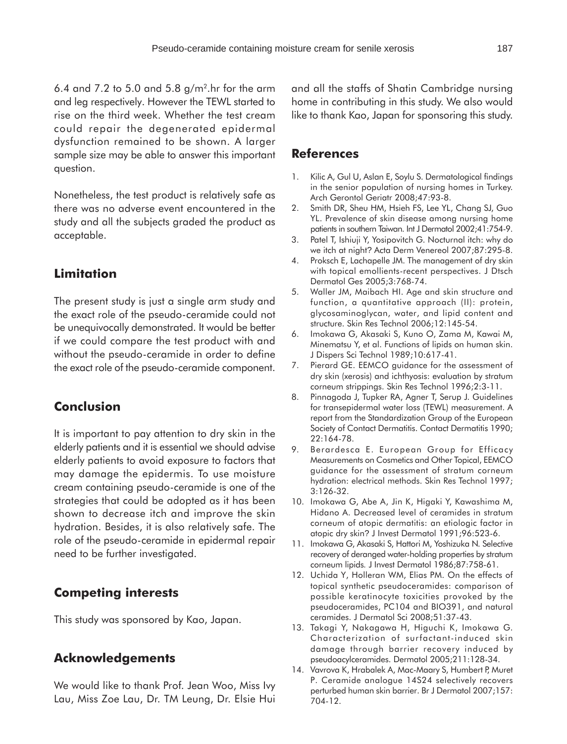6.4 and 7.2 to 5.0 and 5.8 $g/m^2$.hr for the arm and leg respectively. However the TEWL started to rise on the third week. Whether the test cream could repair the degenerated epidermal dysfunction remained to be shown. A larger sample size may be able to answer this important question.

Nonetheless, the test product is relatively safe as there was no adverse event encountered in the study and all the subjects graded the product as acceptable.

## Limitation

The present study is just a single arm study and the exact role of the pseudo-ceramide could not be unequivocally demonstrated. It would be better if we could compare the test product with and without the pseudo-ceramide in order to define the exact role of the pseudo-ceramide component.

## Conclusion

It is important to pay attention to dry skin in the elderly patients and it is essential we should advise elderly patients to avoid exposure to factors that may damage the epidermis. To use moisture cream containing pseudo-ceramide is one of the strategies that could be adopted as it has been shown to decrease itch and improve the skin hydration. Besides, it is also relatively safe. The role of the pseudo-ceramide in epidermal repair need to be further investigated.

## Competing interests

This study was sponsored by Kao, Japan.

## Acknowledgements

We would like to thank Prof. Jean Woo, Miss Ivy Lau, Miss Zoe Lau, Dr. TM Leung, Dr. Elsie Hui and all the staffs of Shatin Cambridge nursing home in contributing in this study. We also would like to thank Kao, Japan for sponsoring this study.

## References

1. Kilic A, Gul U, Aslan E, Soylu S. Dermatological findings in the senior population of nursing homes in Turkey. Arch Gerontol Geriatr 2008;47:93-8.
2. Smith DR, Sheu HM, Hsieh FS, Lee YL, Chang SJ, Guo YL. Prevalence of skin disease among nursing home patients in southern Taiwan. Int J Dermatol 2002;41:754-9.
3. Patel T, Ishiuji Y, Yosipovitch G. Nocturnal itch: why do we itch at night? Acta Derm Venereol 2007;87:295-8.
4. Proksch E, Lachapelle JM. The management of dry skin with topical emollients-recent perspectives. J Dtsch Dermatol Ges 2005;3:768-74.
5. Waller JM, Maibach HI. Age and skin structure and function, a quantitative approach (II): protein, glycosaminoglycan, water, and lipid content and structure. Skin Res Technol 2006;12:145-54.
6. Imokawa G, Akasaki S, Kuno O, Zama M, Kawai M, Minematsu Y, et al. Functions of lipids on human skin. J Dispers Sci Technol 1989;10:617-41.
7. Pierard GE. EEMCO guidance for the assessment of dry skin (xerosis) and ichthyosis: evaluation by stratum corneum strippings. Skin Res Technol 1996;2:3-11.
8. Pinnagoda J, Tupker RA, Agner T, Serup J. Guidelines for transepidermal water loss (TEWL) measurement. A report from the Standardization Group of the European Society of Contact Dermatitis. Contact Dermatitis 1990; 22:164-78.
9. Berardesca E. European Group for Efficacy Measurements on Cosmetics and Other Topical, EEMCO guidance for the assessment of stratum corneum hydration: electrical methods. Skin Res Technol 1997; 3:126-32.
10. Imokawa G, Abe A, Jin K, Higaki Y, Kawashima M, Hidano A. Decreased level of ceramides in stratum corneum of atopic dermatitis: an etiologic factor in atopic dry skin? J Invest Dermatol 1991;96:523-6.
11. Imokawa G, Akasaki S, Hattori M, Yoshizuka N. Selective recovery of deranged water-holding properties by stratum corneum lipids. J Invest Dermatol 1986;87:758-61.
12. Uchida Y, Holleran WM, Elias PM. On the effects of topical synthetic pseudoceramides: comparison of possible keratinocyte toxicities provoked by the pseudoceramides, PC104 and BIO391, and natural ceramides. J Dermatol Sci 2008;51:37-43.
13. Takagi Y, Nakagawa H, Higuchi K, Imokawa G. Characterization of surfactant-induced skin damage through barrier recovery induced by pseudoacylceramides. Dermatol 2005;211:128-34.
14. Vavrova K, Hrabalek A, Mac-Maary S, Humbert P, Muret P. Ceramide analogue 14S24 selectively recovers perturbed human skin barrier. Br J Dermatol 2007;157: 704-12.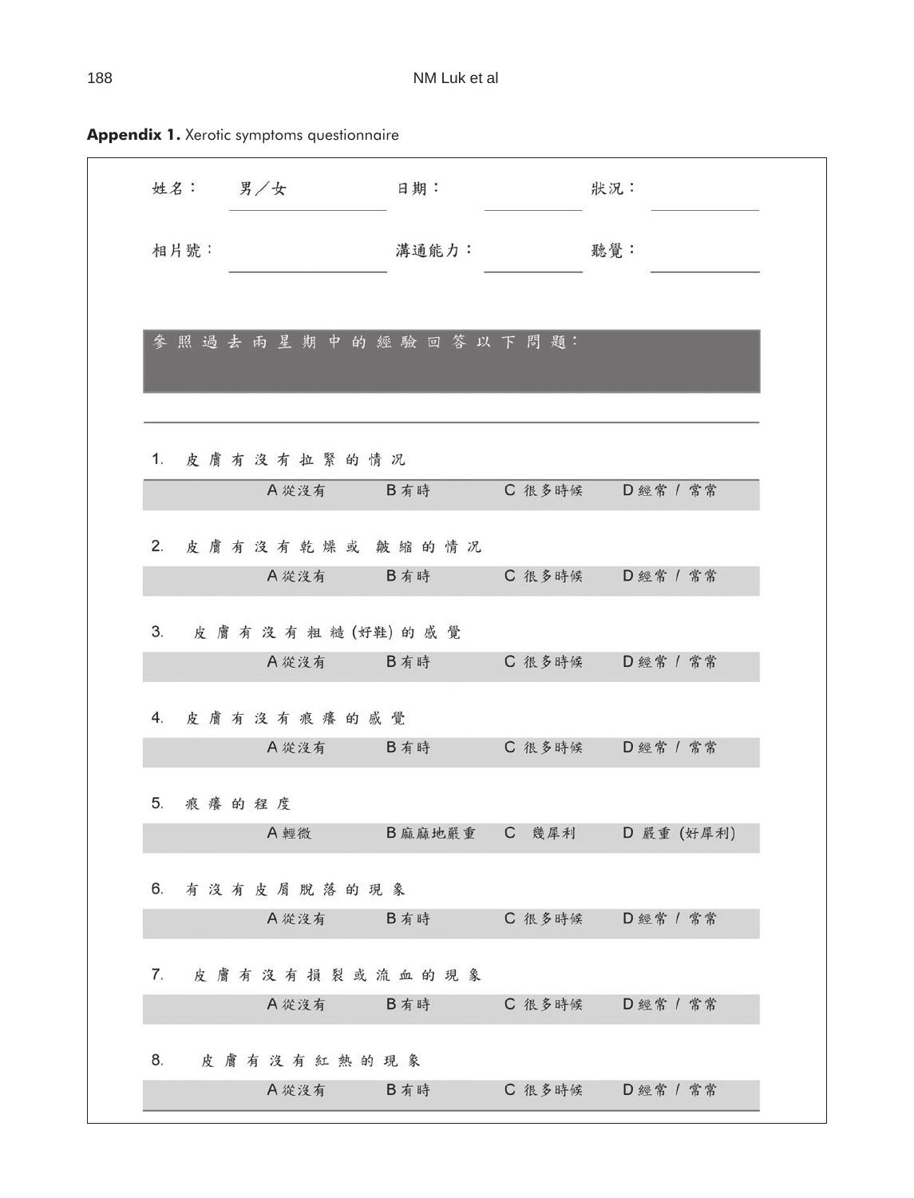**Appendix 1.** Xerotic symptoms questionnaire

姓名： 男／女 ______ 日期： ______ 狀況： ______

相片號： ______ 溝通能力： ______ 聽覺： ______

參照過去兩星期中的經驗回答以下問題：

1. 皮膚有沒有拉緊的情況

A 從沒有　B 有時　C 很多時候　D 經常 / 常常

2. 皮膚有沒有乾燥或 皺縮的情況

A 從沒有　B 有時　C 很多時候　D 經常 / 常常

3. 皮膚有沒有粗糙(好鞋)的感覺

A 從沒有　B 有時　C 很多時候　D 經常 / 常常

4. 皮膚有沒有痕癢的感覺

A 從沒有　B 有時　C 很多時候　D 經常 / 常常

5. 痕癢的程度

A 輕微　B 麻麻地嚴重　C 幾犀利　D 嚴重 (好犀利)

6. 有沒有皮屑脫落的現象

A 從沒有　B 有時　C 很多時候　D 經常 / 常常

7. 皮膚有沒有損裂或流血的現象

A 從沒有　B 有時　C 很多時候　D 經常 / 常常

8. 皮膚有沒有紅熱的現象

A 從沒有　B 有時　C 很多時候　D 經常 / 常常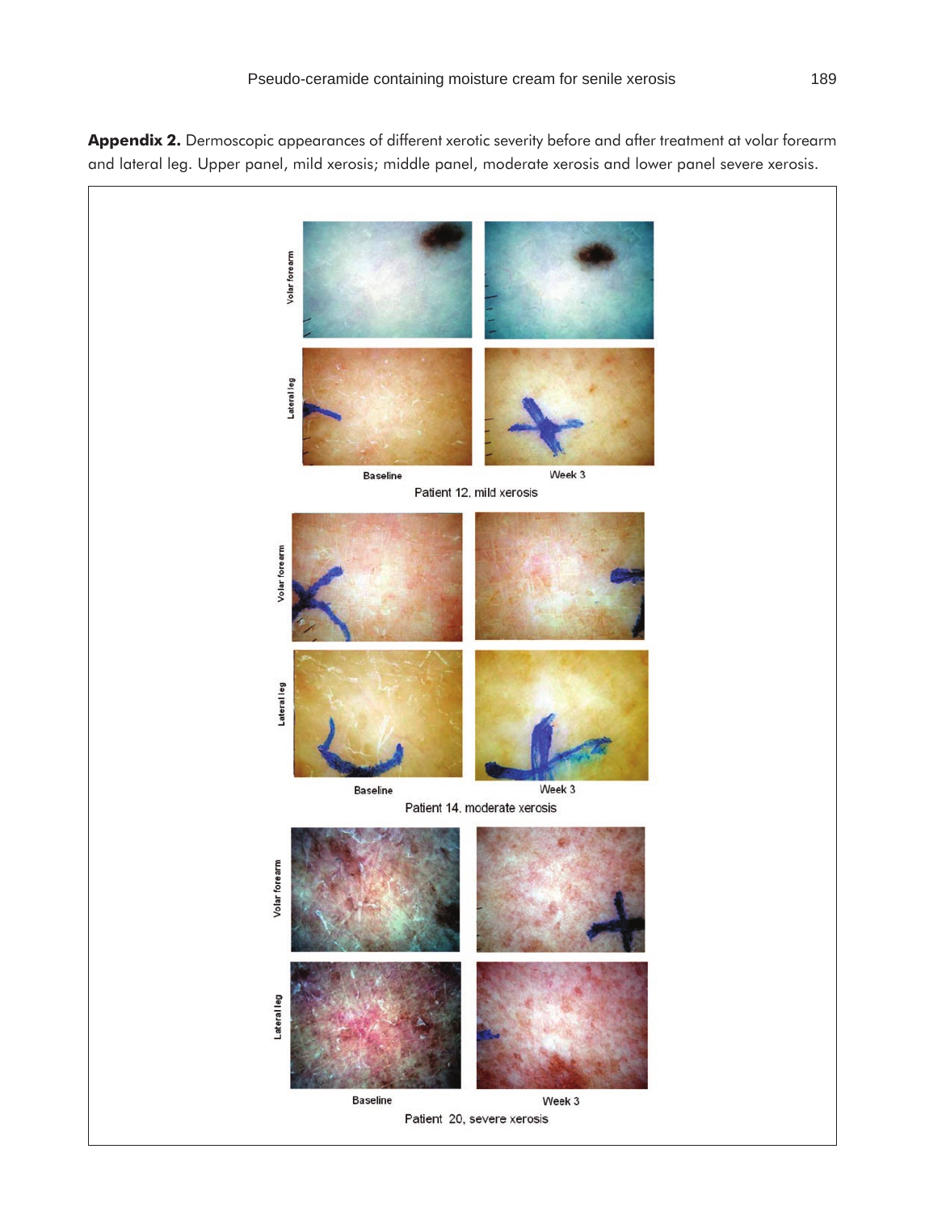**Appendix 2.** Dermoscopic appearances of different xerotic severity before and after treatment at volar forearm and lateral leg. Upper panel, mild xerosis; middle panel, moderate xerosis and lower panel severe xerosis.

Volar forearm

Lateral leg

Baseline

Week 3

Patient 12, mild xerosis

Volar forearm

Lateral leg

Baseline

Week 3

Patient 14, moderate xerosis

Volar forearm

Lateral leg

Baseline

Week 3

Patient 20, severe xerosis